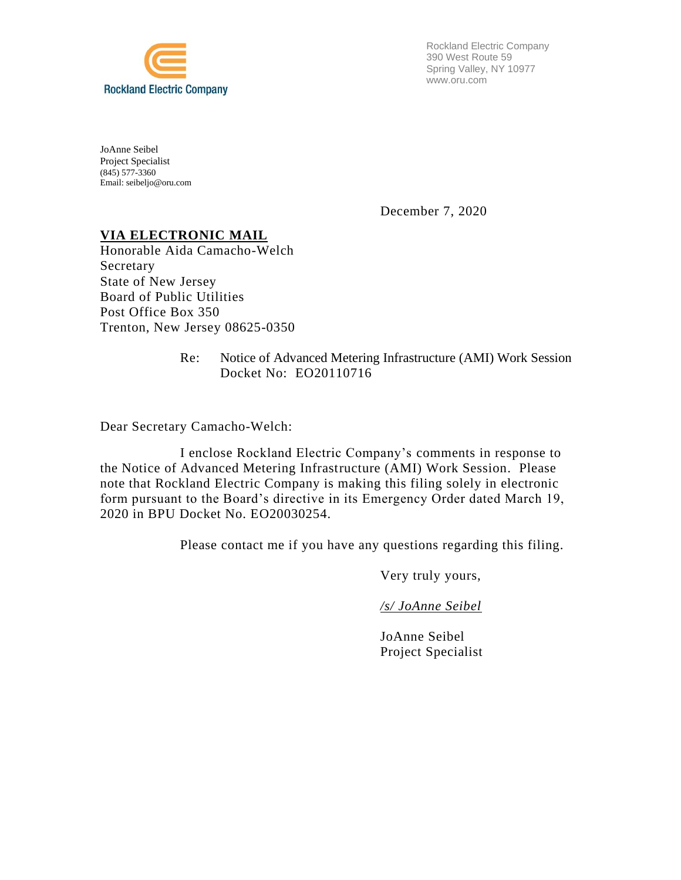Rockland Electric Company

Rockland Electric Company
390 West Route 59
Spring Valley, NY 10977
www.oru.com

JoAnne Seibel
Project Specialist
(845) 577-3360
Email: seibeljo@oru.com

December 7, 2020

**VIA ELECTRONIC MAIL**
Honorable Aida Camacho-Welch
Secretary
State of New Jersey
Board of Public Utilities
Post Office Box 350
Trenton, New Jersey 08625-0350

Re: Notice of Advanced Metering Infrastructure (AMI) Work Session
Docket No: EO20110716

Dear Secretary Camacho-Welch:

I enclose Rockland Electric Company's comments in response to the Notice of Advanced Metering Infrastructure (AMI) Work Session. Please note that Rockland Electric Company is making this filing solely in electronic form pursuant to the Board's directive in its Emergency Order dated March 19, 2020 in BPU Docket No. EO20030254.

Please contact me if you have any questions regarding this filing.

Very truly yours,

*/s/ JoAnne Seibel*

JoAnne Seibel
Project Specialist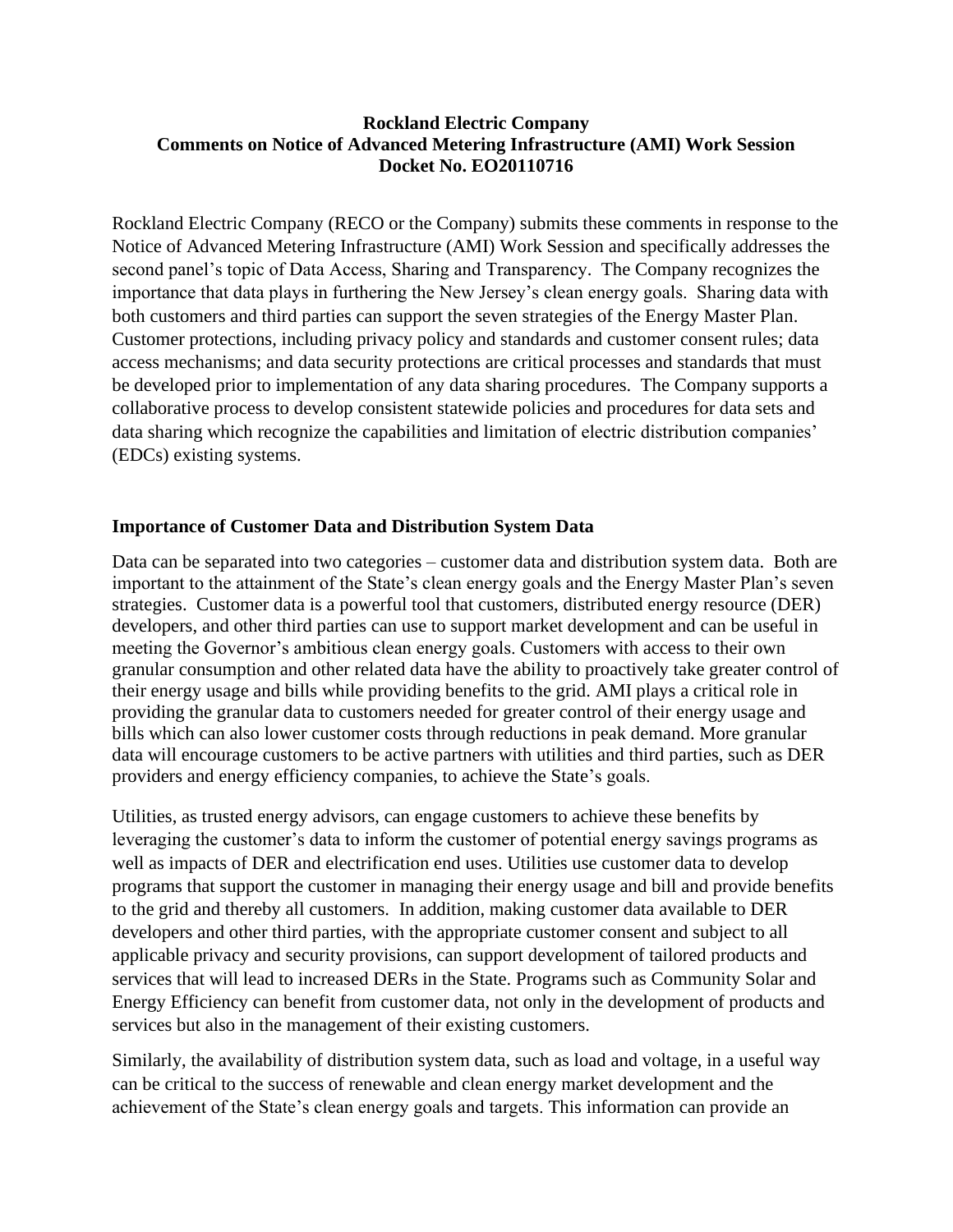**Rockland Electric Company**
**Comments on Notice of Advanced Metering Infrastructure (AMI) Work Session**
**Docket No. EO20110716**

Rockland Electric Company (RECO or the Company) submits these comments in response to the Notice of Advanced Metering Infrastructure (AMI) Work Session and specifically addresses the second panel's topic of Data Access, Sharing and Transparency. The Company recognizes the importance that data plays in furthering the New Jersey's clean energy goals. Sharing data with both customers and third parties can support the seven strategies of the Energy Master Plan. Customer protections, including privacy policy and standards and customer consent rules; data access mechanisms; and data security protections are critical processes and standards that must be developed prior to implementation of any data sharing procedures. The Company supports a collaborative process to develop consistent statewide policies and procedures for data sets and data sharing which recognize the capabilities and limitation of electric distribution companies' (EDCs) existing systems.

## Importance of Customer Data and Distribution System Data

Data can be separated into two categories – customer data and distribution system data. Both are important to the attainment of the State's clean energy goals and the Energy Master Plan's seven strategies. Customer data is a powerful tool that customers, distributed energy resource (DER) developers, and other third parties can use to support market development and can be useful in meeting the Governor's ambitious clean energy goals. Customers with access to their own granular consumption and other related data have the ability to proactively take greater control of their energy usage and bills while providing benefits to the grid. AMI plays a critical role in providing the granular data to customers needed for greater control of their energy usage and bills which can also lower customer costs through reductions in peak demand. More granular data will encourage customers to be active partners with utilities and third parties, such as DER providers and energy efficiency companies, to achieve the State's goals.

Utilities, as trusted energy advisors, can engage customers to achieve these benefits by leveraging the customer's data to inform the customer of potential energy savings programs as well as impacts of DER and electrification end uses. Utilities use customer data to develop programs that support the customer in managing their energy usage and bill and provide benefits to the grid and thereby all customers. In addition, making customer data available to DER developers and other third parties, with the appropriate customer consent and subject to all applicable privacy and security provisions, can support development of tailored products and services that will lead to increased DERs in the State. Programs such as Community Solar and Energy Efficiency can benefit from customer data, not only in the development of products and services but also in the management of their existing customers.

Similarly, the availability of distribution system data, such as load and voltage, in a useful way can be critical to the success of renewable and clean energy market development and the achievement of the State's clean energy goals and targets. This information can provide an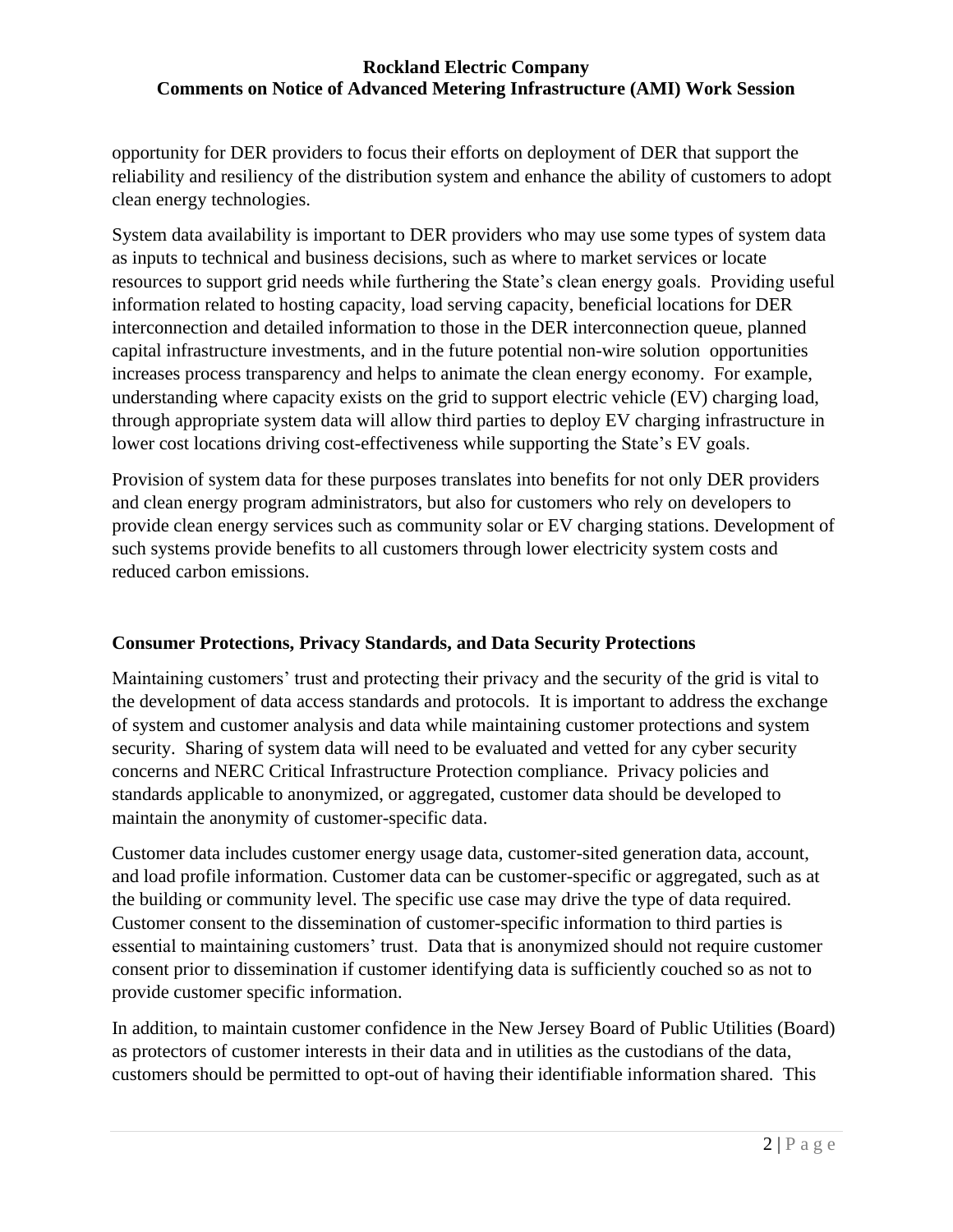opportunity for DER providers to focus their efforts on deployment of DER that support the reliability and resiliency of the distribution system and enhance the ability of customers to adopt clean energy technologies.

System data availability is important to DER providers who may use some types of system data as inputs to technical and business decisions, such as where to market services or locate resources to support grid needs while furthering the State's clean energy goals. Providing useful information related to hosting capacity, load serving capacity, beneficial locations for DER interconnection and detailed information to those in the DER interconnection queue, planned capital infrastructure investments, and in the future potential non-wire solution opportunities increases process transparency and helps to animate the clean energy economy. For example, understanding where capacity exists on the grid to support electric vehicle (EV) charging load, through appropriate system data will allow third parties to deploy EV charging infrastructure in lower cost locations driving cost-effectiveness while supporting the State's EV goals.

Provision of system data for these purposes translates into benefits for not only DER providers and clean energy program administrators, but also for customers who rely on developers to provide clean energy services such as community solar or EV charging stations. Development of such systems provide benefits to all customers through lower electricity system costs and reduced carbon emissions.

## Consumer Protections, Privacy Standards, and Data Security Protections

Maintaining customers' trust and protecting their privacy and the security of the grid is vital to the development of data access standards and protocols. It is important to address the exchange of system and customer analysis and data while maintaining customer protections and system security. Sharing of system data will need to be evaluated and vetted for any cyber security concerns and NERC Critical Infrastructure Protection compliance. Privacy policies and standards applicable to anonymized, or aggregated, customer data should be developed to maintain the anonymity of customer-specific data.

Customer data includes customer energy usage data, customer-sited generation data, account, and load profile information. Customer data can be customer-specific or aggregated, such as at the building or community level. The specific use case may drive the type of data required. Customer consent to the dissemination of customer-specific information to third parties is essential to maintaining customers' trust. Data that is anonymized should not require customer consent prior to dissemination if customer identifying data is sufficiently couched so as not to provide customer specific information.

In addition, to maintain customer confidence in the New Jersey Board of Public Utilities (Board) as protectors of customer interests in their data and in utilities as the custodians of the data, customers should be permitted to opt-out of having their identifiable information shared. This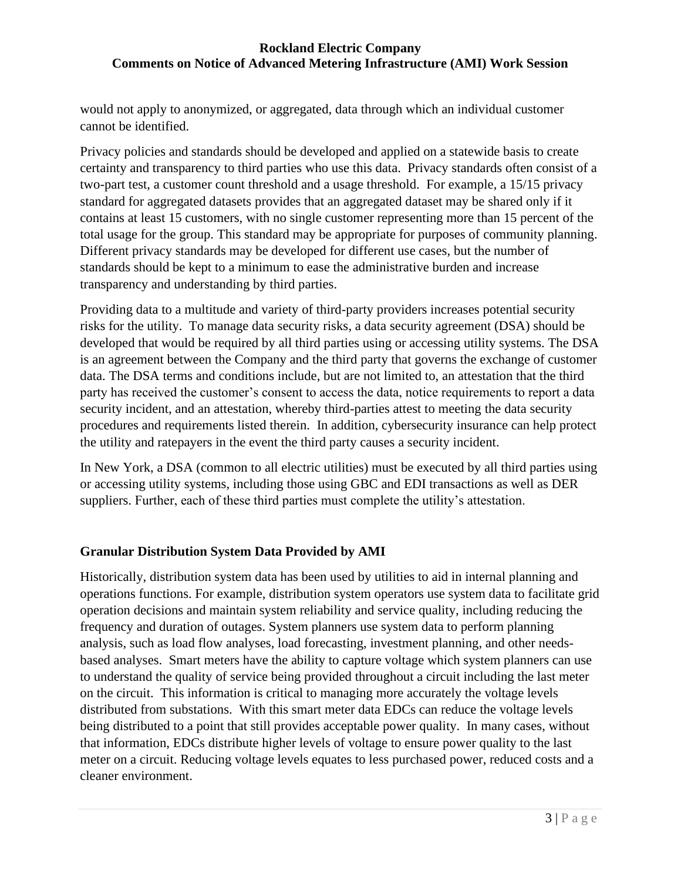would not apply to anonymized, or aggregated, data through which an individual customer cannot be identified.

Privacy policies and standards should be developed and applied on a statewide basis to create certainty and transparency to third parties who use this data. Privacy standards often consist of a two-part test, a customer count threshold and a usage threshold. For example, a 15/15 privacy standard for aggregated datasets provides that an aggregated dataset may be shared only if it contains at least 15 customers, with no single customer representing more than 15 percent of the total usage for the group. This standard may be appropriate for purposes of community planning. Different privacy standards may be developed for different use cases, but the number of standards should be kept to a minimum to ease the administrative burden and increase transparency and understanding by third parties.

Providing data to a multitude and variety of third-party providers increases potential security risks for the utility. To manage data security risks, a data security agreement (DSA) should be developed that would be required by all third parties using or accessing utility systems. The DSA is an agreement between the Company and the third party that governs the exchange of customer data. The DSA terms and conditions include, but are not limited to, an attestation that the third party has received the customer's consent to access the data, notice requirements to report a data security incident, and an attestation, whereby third-parties attest to meeting the data security procedures and requirements listed therein. In addition, cybersecurity insurance can help protect the utility and ratepayers in the event the third party causes a security incident.

In New York, a DSA (common to all electric utilities) must be executed by all third parties using or accessing utility systems, including those using GBC and EDI transactions as well as DER suppliers. Further, each of these third parties must complete the utility's attestation.

## Granular Distribution System Data Provided by AMI

Historically, distribution system data has been used by utilities to aid in internal planning and operations functions. For example, distribution system operators use system data to facilitate grid operation decisions and maintain system reliability and service quality, including reducing the frequency and duration of outages. System planners use system data to perform planning analysis, such as load flow analyses, load forecasting, investment planning, and other needs-based analyses. Smart meters have the ability to capture voltage which system planners can use to understand the quality of service being provided throughout a circuit including the last meter on the circuit. This information is critical to managing more accurately the voltage levels distributed from substations. With this smart meter data EDCs can reduce the voltage levels being distributed to a point that still provides acceptable power quality. In many cases, without that information, EDCs distribute higher levels of voltage to ensure power quality to the last meter on a circuit. Reducing voltage levels equates to less purchased power, reduced costs and a cleaner environment.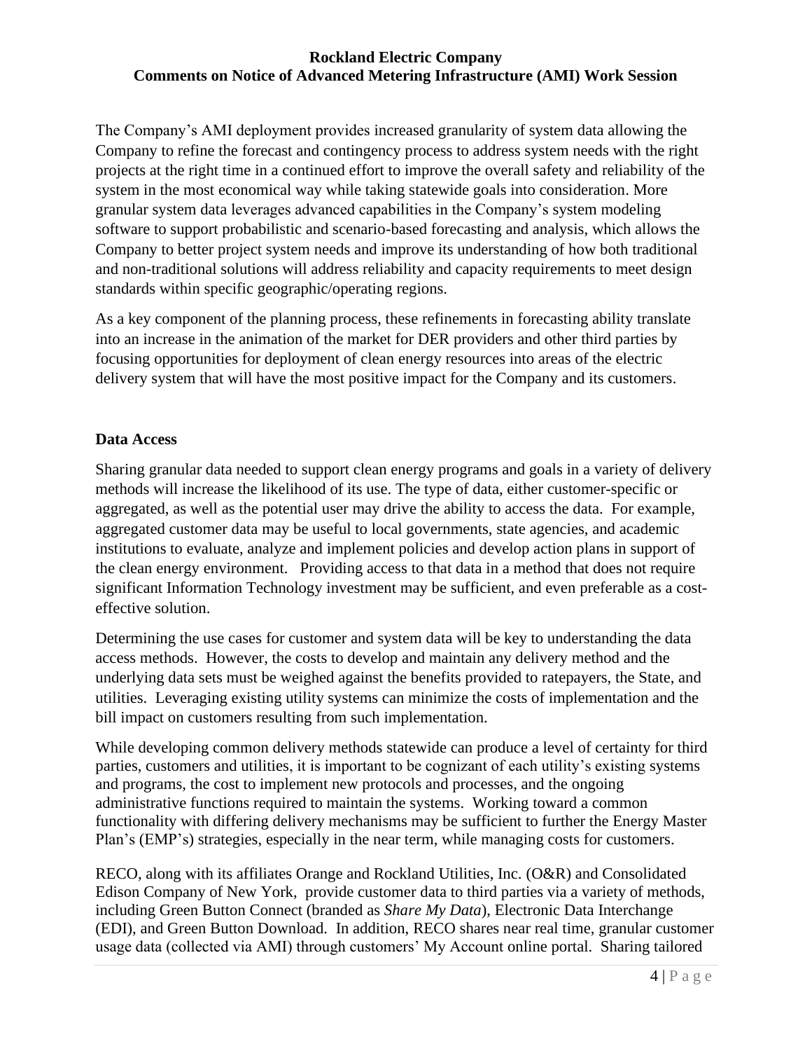The Company's AMI deployment provides increased granularity of system data allowing the Company to refine the forecast and contingency process to address system needs with the right projects at the right time in a continued effort to improve the overall safety and reliability of the system in the most economical way while taking statewide goals into consideration. More granular system data leverages advanced capabilities in the Company's system modeling software to support probabilistic and scenario-based forecasting and analysis, which allows the Company to better project system needs and improve its understanding of how both traditional and non-traditional solutions will address reliability and capacity requirements to meet design standards within specific geographic/operating regions.

As a key component of the planning process, these refinements in forecasting ability translate into an increase in the animation of the market for DER providers and other third parties by focusing opportunities for deployment of clean energy resources into areas of the electric delivery system that will have the most positive impact for the Company and its customers.

**Data Access**

Sharing granular data needed to support clean energy programs and goals in a variety of delivery methods will increase the likelihood of its use. The type of data, either customer-specific or aggregated, as well as the potential user may drive the ability to access the data. For example, aggregated customer data may be useful to local governments, state agencies, and academic institutions to evaluate, analyze and implement policies and develop action plans in support of the clean energy environment. Providing access to that data in a method that does not require significant Information Technology investment may be sufficient, and even preferable as a cost-effective solution.

Determining the use cases for customer and system data will be key to understanding the data access methods. However, the costs to develop and maintain any delivery method and the underlying data sets must be weighed against the benefits provided to ratepayers, the State, and utilities. Leveraging existing utility systems can minimize the costs of implementation and the bill impact on customers resulting from such implementation.

While developing common delivery methods statewide can produce a level of certainty for third parties, customers and utilities, it is important to be cognizant of each utility's existing systems and programs, the cost to implement new protocols and processes, and the ongoing administrative functions required to maintain the systems. Working toward a common functionality with differing delivery mechanisms may be sufficient to further the Energy Master Plan's (EMP's) strategies, especially in the near term, while managing costs for customers.

RECO, along with its affiliates Orange and Rockland Utilities, Inc. (O&R) and Consolidated Edison Company of New York, provide customer data to third parties via a variety of methods, including Green Button Connect (branded as *Share My Data*), Electronic Data Interchange (EDI), and Green Button Download. In addition, RECO shares near real time, granular customer usage data (collected via AMI) through customers' My Account online portal. Sharing tailored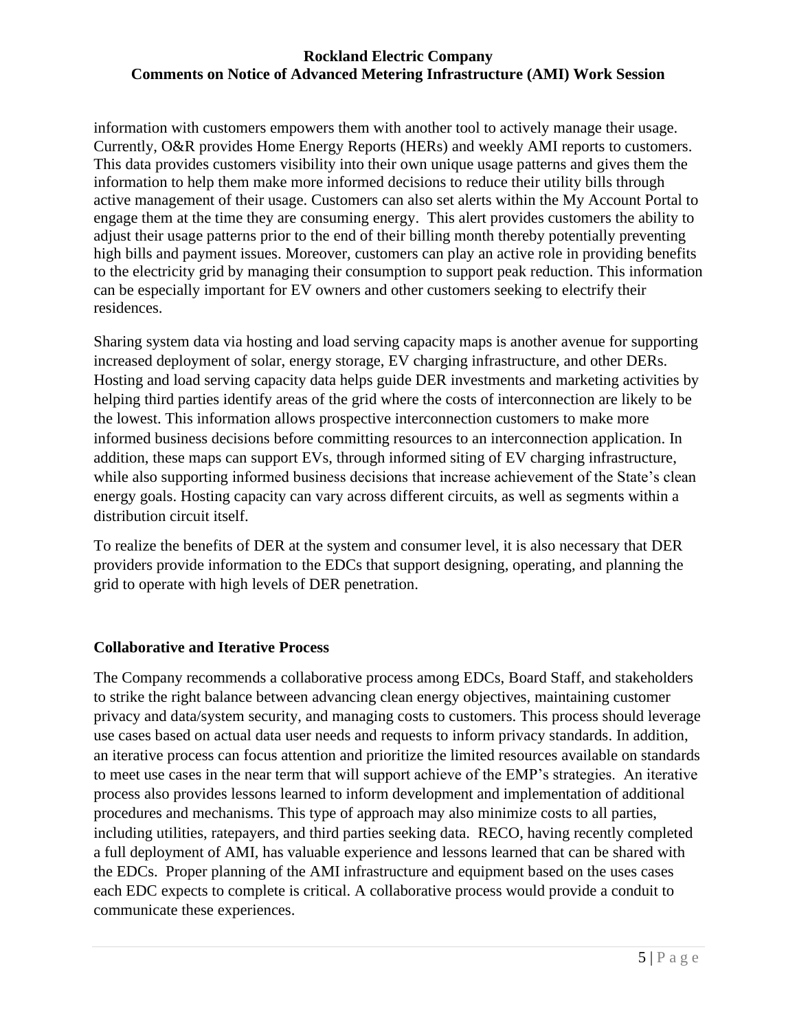information with customers empowers them with another tool to actively manage their usage. Currently, O&R provides Home Energy Reports (HERs) and weekly AMI reports to customers. This data provides customers visibility into their own unique usage patterns and gives them the information to help them make more informed decisions to reduce their utility bills through active management of their usage. Customers can also set alerts within the My Account Portal to engage them at the time they are consuming energy. This alert provides customers the ability to adjust their usage patterns prior to the end of their billing month thereby potentially preventing high bills and payment issues. Moreover, customers can play an active role in providing benefits to the electricity grid by managing their consumption to support peak reduction. This information can be especially important for EV owners and other customers seeking to electrify their residences.

Sharing system data via hosting and load serving capacity maps is another avenue for supporting increased deployment of solar, energy storage, EV charging infrastructure, and other DERs. Hosting and load serving capacity data helps guide DER investments and marketing activities by helping third parties identify areas of the grid where the costs of interconnection are likely to be the lowest. This information allows prospective interconnection customers to make more informed business decisions before committing resources to an interconnection application. In addition, these maps can support EVs, through informed siting of EV charging infrastructure, while also supporting informed business decisions that increase achievement of the State's clean energy goals. Hosting capacity can vary across different circuits, as well as segments within a distribution circuit itself.

To realize the benefits of DER at the system and consumer level, it is also necessary that DER providers provide information to the EDCs that support designing, operating, and planning the grid to operate with high levels of DER penetration.

**Collaborative and Iterative Process**

The Company recommends a collaborative process among EDCs, Board Staff, and stakeholders to strike the right balance between advancing clean energy objectives, maintaining customer privacy and data/system security, and managing costs to customers. This process should leverage use cases based on actual data user needs and requests to inform privacy standards. In addition, an iterative process can focus attention and prioritize the limited resources available on standards to meet use cases in the near term that will support achieve of the EMP's strategies. An iterative process also provides lessons learned to inform development and implementation of additional procedures and mechanisms. This type of approach may also minimize costs to all parties, including utilities, ratepayers, and third parties seeking data. RECO, having recently completed a full deployment of AMI, has valuable experience and lessons learned that can be shared with the EDCs. Proper planning of the AMI infrastructure and equipment based on the uses cases each EDC expects to complete is critical. A collaborative process would provide a conduit to communicate these experiences.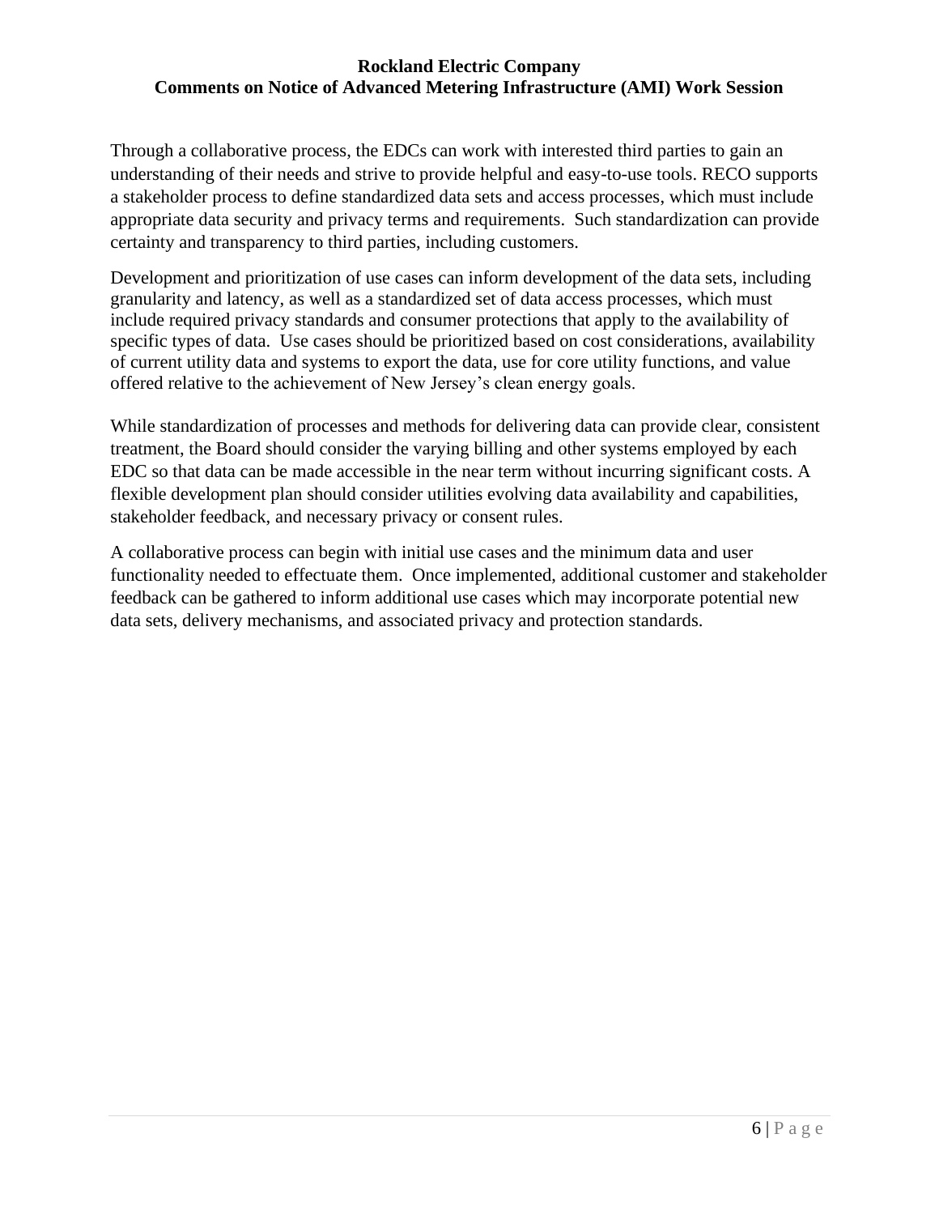Through a collaborative process, the EDCs can work with interested third parties to gain an understanding of their needs and strive to provide helpful and easy-to-use tools. RECO supports a stakeholder process to define standardized data sets and access processes, which must include appropriate data security and privacy terms and requirements. Such standardization can provide certainty and transparency to third parties, including customers.

Development and prioritization of use cases can inform development of the data sets, including granularity and latency, as well as a standardized set of data access processes, which must include required privacy standards and consumer protections that apply to the availability of specific types of data. Use cases should be prioritized based on cost considerations, availability of current utility data and systems to export the data, use for core utility functions, and value offered relative to the achievement of New Jersey's clean energy goals.

While standardization of processes and methods for delivering data can provide clear, consistent treatment, the Board should consider the varying billing and other systems employed by each EDC so that data can be made accessible in the near term without incurring significant costs. A flexible development plan should consider utilities evolving data availability and capabilities, stakeholder feedback, and necessary privacy or consent rules.

A collaborative process can begin with initial use cases and the minimum data and user functionality needed to effectuate them. Once implemented, additional customer and stakeholder feedback can be gathered to inform additional use cases which may incorporate potential new data sets, delivery mechanisms, and associated privacy and protection standards.